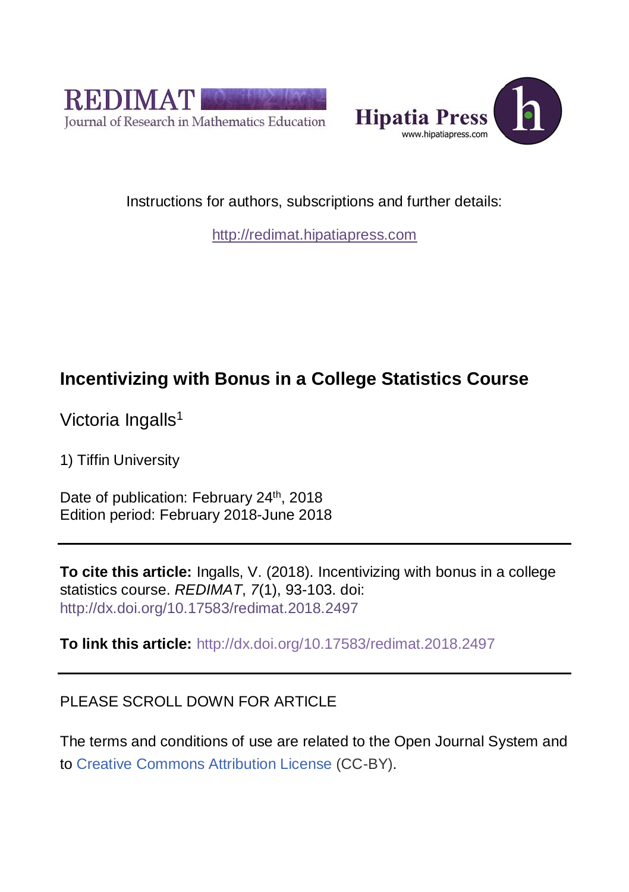REDIMAT
Journal of Research in Mathematics Education

Hipatia Press
www.hipatiapress.com

Instructions for authors, subscriptions and further details:

http://redimat.hipatiapress.com

# Incentivizing with Bonus in a College Statistics Course

Victoria Ingalls[1]

1) Tiffin University

Date of publication: February 24th, 2018
Edition period: February 2018-June 2018

---

**To cite this article:** Ingalls, V. (2018). Incentivizing with bonus in a college statistics course. *REDIMAT*, *7*(1), 93-103. doi: http://dx.doi.org/10.17583/redimat.2018.2497

**To link this article:** http://dx.doi.org/10.17583/redimat.2018.2497

---

PLEASE SCROLL DOWN FOR ARTICLE

The terms and conditions of use are related to the Open Journal System and to Creative Commons Attribution License (CC-BY).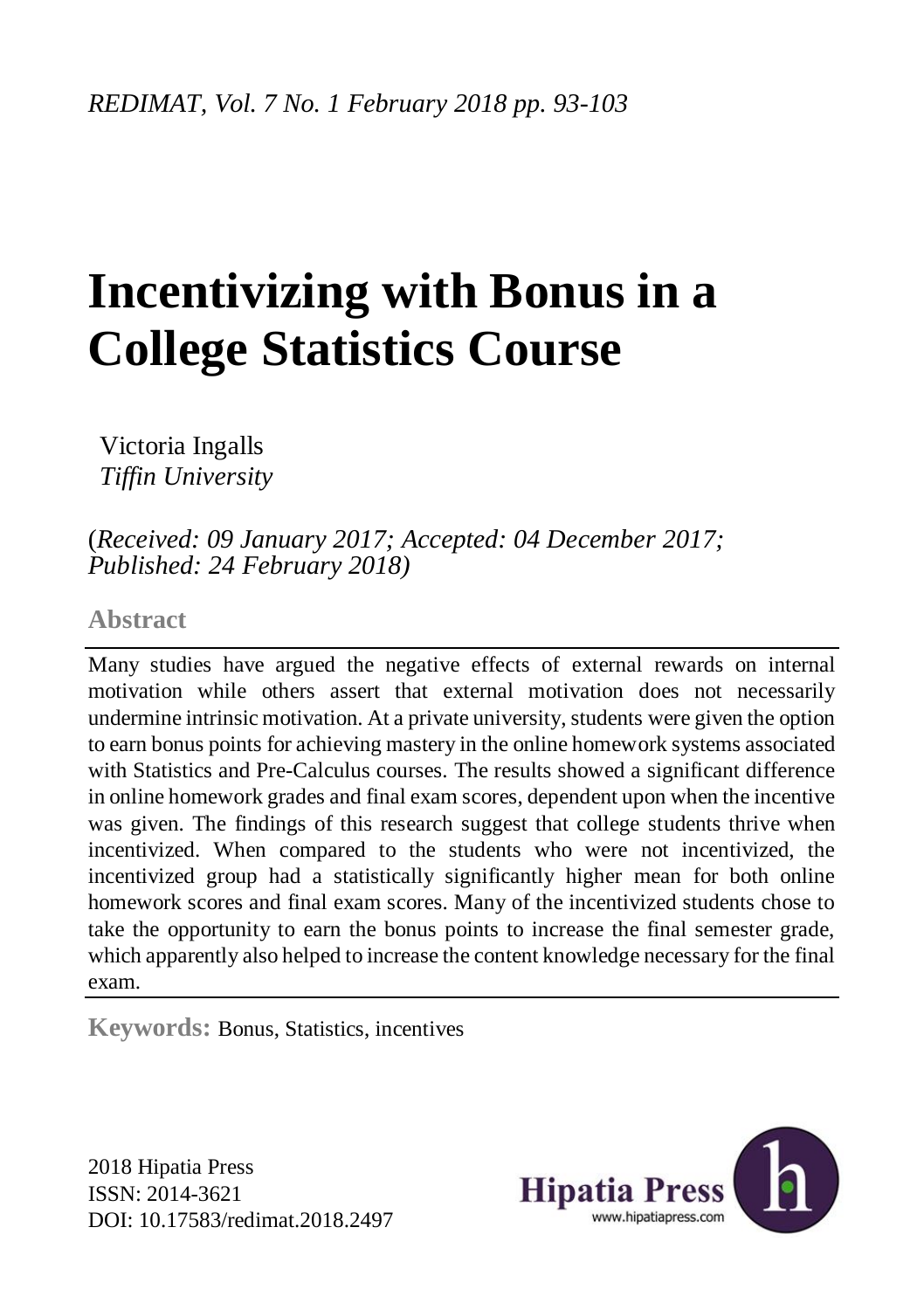*REDIMAT, Vol. 7 No. 1 February 2018 pp. 93-103*

# Incentivizing with Bonus in a College Statistics Course

Victoria Ingalls
*Tiffin University*

(*Received: 09 January 2017; Accepted: 04 December 2017; Published: 24 February 2018)*

## Abstract

Many studies have argued the negative effects of external rewards on internal motivation while others assert that external motivation does not necessarily undermine intrinsic motivation. At a private university, students were given the option to earn bonus points for achieving mastery in the online homework systems associated with Statistics and Pre-Calculus courses. The results showed a significant difference in online homework grades and final exam scores, dependent upon when the incentive was given. The findings of this research suggest that college students thrive when incentivized. When compared to the students who were not incentivized, the incentivized group had a statistically significantly higher mean for both online homework scores and final exam scores. Many of the incentivized students chose to take the opportunity to earn the bonus points to increase the final semester grade, which apparently also helped to increase the content knowledge necessary for the final exam.

**Keywords:** Bonus, Statistics, incentives

2018 Hipatia Press
ISSN: 2014-3621
DOI: 10.17583/redimat.2018.2497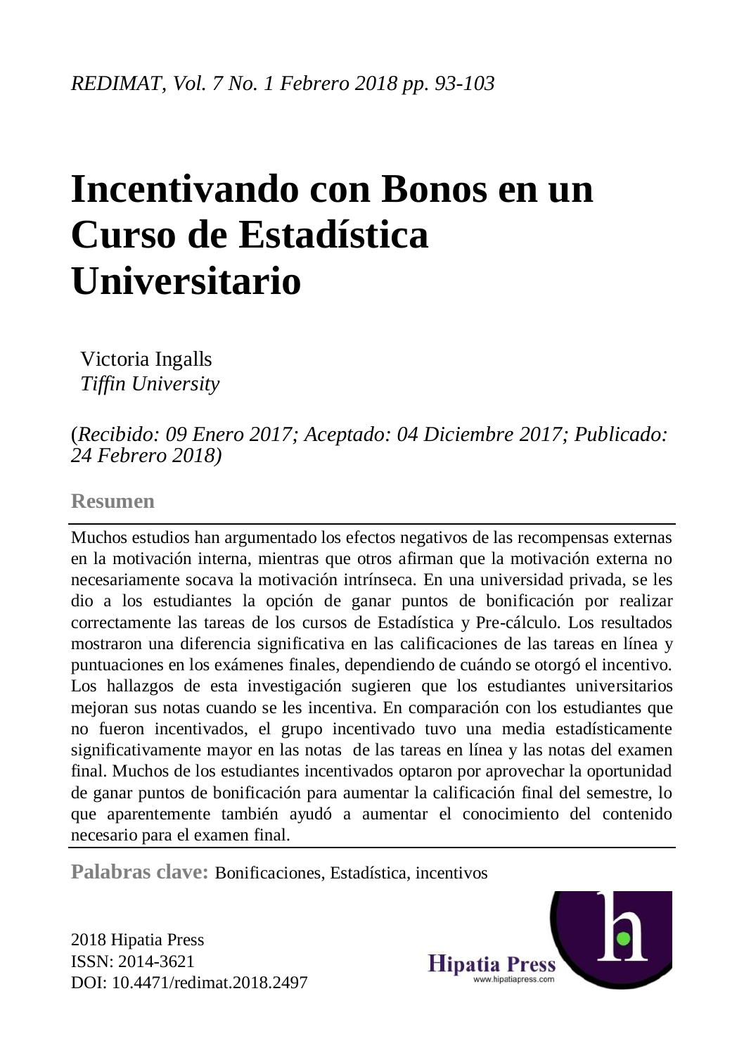# Incentivando con Bonos en un Curso de Estadística Universitario

Victoria Ingalls
*Tiffin University*

(*Recibido: 09 Enero 2017; Aceptado: 04 Diciembre 2017; Publicado: 24 Febrero 2018)*

## Resumen

Muchos estudios han argumentado los efectos negativos de las recompensas externas en la motivación interna, mientras que otros afirman que la motivación externa no necesariamente socava la motivación intrínseca. En una universidad privada, se les dio a los estudiantes la opción de ganar puntos de bonificación por realizar correctamente las tareas de los cursos de Estadística y Pre-cálculo. Los resultados mostraron una diferencia significativa en las calificaciones de las tareas en línea y puntuaciones en los exámenes finales, dependiendo de cuándo se otorgó el incentivo. Los hallazgos de esta investigación sugieren que los estudiantes universitarios mejoran sus notas cuando se les incentiva. En comparación con los estudiantes que no fueron incentivados, el grupo incentivado tuvo una media estadísticamente significativamente mayor en las notas de las tareas en línea y las notas del examen final. Muchos de los estudiantes incentivados optaron por aprovechar la oportunidad de ganar puntos de bonificación para aumentar la calificación final del semestre, lo que aparentemente también ayudó a aumentar el conocimiento del contenido necesario para el examen final.

**Palabras clave:** Bonificaciones, Estadística, incentivos

2018 Hipatia Press
ISSN: 2014-3621
DOI: 10.4471/redimat.2018.2497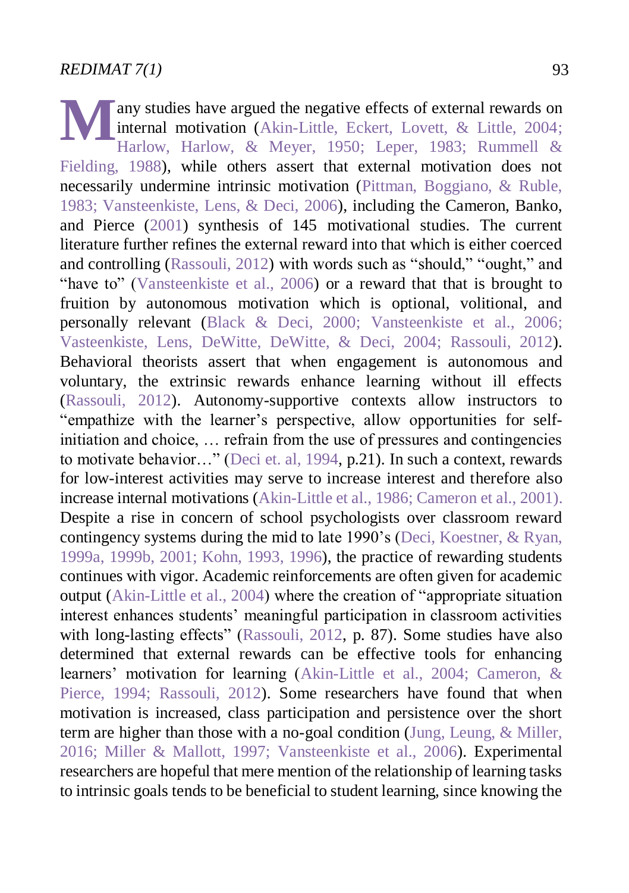Many studies have argued the negative effects of external rewards on internal motivation (Akin-Little, Eckert, Lovett, & Little, 2004; Harlow, Harlow, & Meyer, 1950; Leper, 1983; Rummell & Fielding, 1988), while others assert that external motivation does not necessarily undermine intrinsic motivation (Pittman, Boggiano, & Ruble, 1983; Vansteenkiste, Lens, & Deci, 2006), including the Cameron, Banko, and Pierce (2001) synthesis of 145 motivational studies. The current literature further refines the external reward into that which is either coerced and controlling (Rassouli, 2012) with words such as "should," "ought," and "have to" (Vansteenkiste et al., 2006) or a reward that that is brought to fruition by autonomous motivation which is optional, volitional, and personally relevant (Black & Deci, 2000; Vansteenkiste et al., 2006; Vasteenkiste, Lens, DeWitte, DeWitte, & Deci, 2004; Rassouli, 2012). Behavioral theorists assert that when engagement is autonomous and voluntary, the extrinsic rewards enhance learning without ill effects (Rassouli, 2012). Autonomy-supportive contexts allow instructors to "empathize with the learner's perspective, allow opportunities for self-initiation and choice, … refrain from the use of pressures and contingencies to motivate behavior…" (Deci et. al, 1994, p.21). In such a context, rewards for low-interest activities may serve to increase interest and therefore also increase internal motivations (Akin-Little et al., 1986; Cameron et al., 2001). Despite a rise in concern of school psychologists over classroom reward contingency systems during the mid to late 1990's (Deci, Koestner, & Ryan, 1999a, 1999b, 2001; Kohn, 1993, 1996), the practice of rewarding students continues with vigor. Academic reinforcements are often given for academic output (Akin-Little et al., 2004) where the creation of "appropriate situation interest enhances students' meaningful participation in classroom activities with long-lasting effects" (Rassouli, 2012, p. 87). Some studies have also determined that external rewards can be effective tools for enhancing learners' motivation for learning (Akin-Little et al., 2004; Cameron, & Pierce, 1994; Rassouli, 2012). Some researchers have found that when motivation is increased, class participation and persistence over the short term are higher than those with a no-goal condition (Jung, Leung, & Miller, 2016; Miller & Mallott, 1997; Vansteenkiste et al., 2006). Experimental researchers are hopeful that mere mention of the relationship of learning tasks to intrinsic goals tends to be beneficial to student learning, since knowing the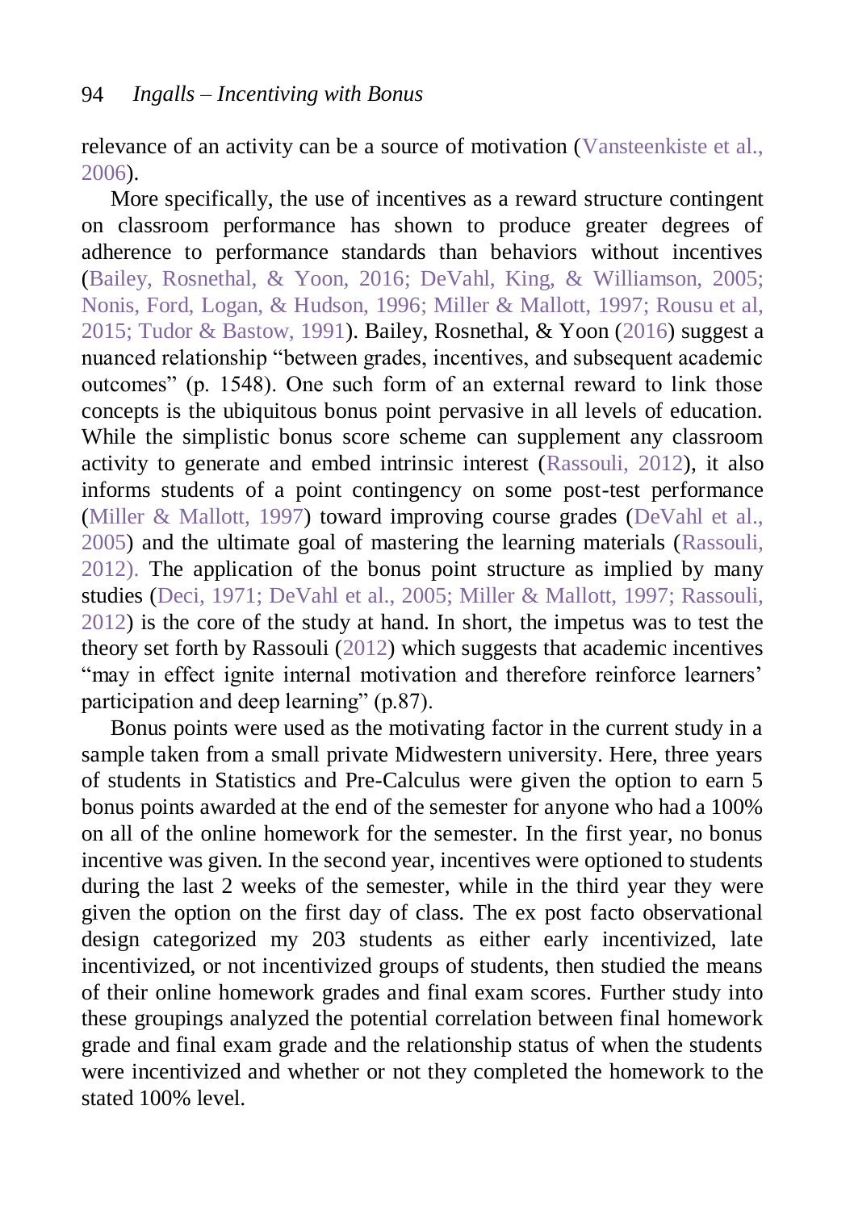relevance of an activity can be a source of motivation (Vansteenkiste et al., 2006).

More specifically, the use of incentives as a reward structure contingent on classroom performance has shown to produce greater degrees of adherence to performance standards than behaviors without incentives (Bailey, Rosnethal, & Yoon, 2016; DeVahl, King, & Williamson, 2005; Nonis, Ford, Logan, & Hudson, 1996; Miller & Mallott, 1997; Rousu et al, 2015; Tudor & Bastow, 1991). Bailey, Rosnethal, & Yoon (2016) suggest a nuanced relationship "between grades, incentives, and subsequent academic outcomes" (p. 1548). One such form of an external reward to link those concepts is the ubiquitous bonus point pervasive in all levels of education. While the simplistic bonus score scheme can supplement any classroom activity to generate and embed intrinsic interest (Rassouli, 2012), it also informs students of a point contingency on some post-test performance (Miller & Mallott, 1997) toward improving course grades (DeVahl et al., 2005) and the ultimate goal of mastering the learning materials (Rassouli, 2012). The application of the bonus point structure as implied by many studies (Deci, 1971; DeVahl et al., 2005; Miller & Mallott, 1997; Rassouli, 2012) is the core of the study at hand. In short, the impetus was to test the theory set forth by Rassouli (2012) which suggests that academic incentives "may in effect ignite internal motivation and therefore reinforce learners' participation and deep learning" (p.87).

Bonus points were used as the motivating factor in the current study in a sample taken from a small private Midwestern university. Here, three years of students in Statistics and Pre-Calculus were given the option to earn 5 bonus points awarded at the end of the semester for anyone who had a 100% on all of the online homework for the semester. In the first year, no bonus incentive was given. In the second year, incentives were optioned to students during the last 2 weeks of the semester, while in the third year they were given the option on the first day of class. The ex post facto observational design categorized my 203 students as either early incentivized, late incentivized, or not incentivized groups of students, then studied the means of their online homework grades and final exam scores. Further study into these groupings analyzed the potential correlation between final homework grade and final exam grade and the relationship status of when the students were incentivized and whether or not they completed the homework to the stated 100% level.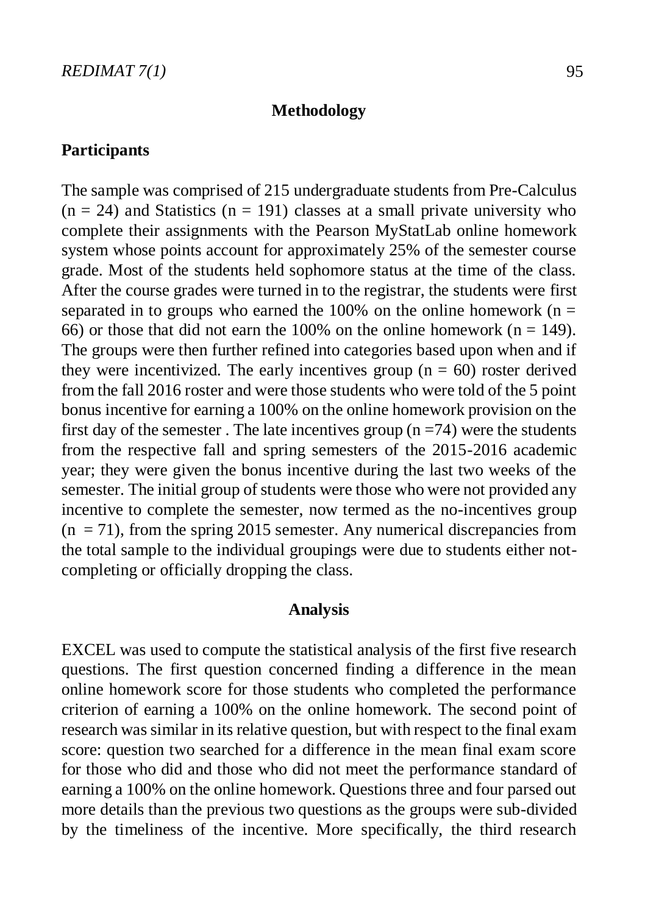## Methodology

### Participants

The sample was comprised of 215 undergraduate students from Pre-Calculus ($n = 24$) and Statistics ($n = 191$) classes at a small private university who complete their assignments with the Pearson MyStatLab online homework system whose points account for approximately 25% of the semester course grade. Most of the students held sophomore status at the time of the class. After the course grades were turned in to the registrar, the students were first separated in to groups who earned the 100% on the online homework ($n = 66$) or those that did not earn the 100% on the online homework ($n = 149$). The groups were then further refined into categories based upon when and if they were incentivized. The early incentives group ($n = 60$) roster derived from the fall 2016 roster and were those students who were told of the 5 point bonus incentive for earning a 100% on the online homework provision on the first day of the semester . The late incentives group ($n = 74$) were the students from the respective fall and spring semesters of the 2015-2016 academic year; they were given the bonus incentive during the last two weeks of the semester. The initial group of students were those who were not provided any incentive to complete the semester, now termed as the no-incentives group ($n = 71$), from the spring 2015 semester. Any numerical discrepancies from the total sample to the individual groupings were due to students either not-completing or officially dropping the class.

## Analysis

EXCEL was used to compute the statistical analysis of the first five research questions. The first question concerned finding a difference in the mean online homework score for those students who completed the performance criterion of earning a 100% on the online homework. The second point of research was similar in its relative question, but with respect to the final exam score: question two searched for a difference in the mean final exam score for those who did and those who did not meet the performance standard of earning a 100% on the online homework. Questions three and four parsed out more details than the previous two questions as the groups were sub-divided by the timeliness of the incentive. More specifically, the third research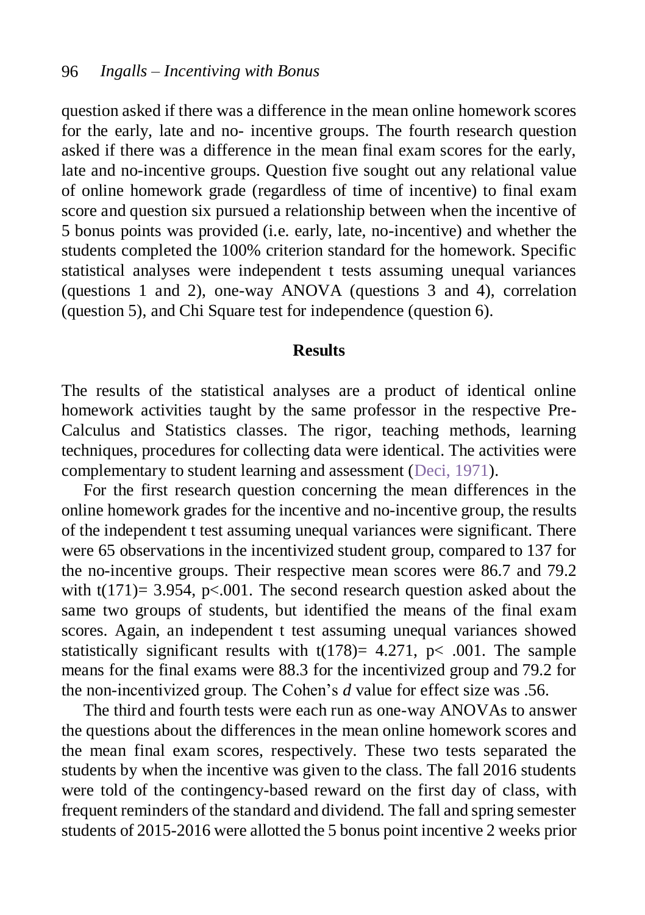question asked if there was a difference in the mean online homework scores for the early, late and no- incentive groups. The fourth research question asked if there was a difference in the mean final exam scores for the early, late and no-incentive groups. Question five sought out any relational value of online homework grade (regardless of time of incentive) to final exam score and question six pursued a relationship between when the incentive of 5 bonus points was provided (i.e. early, late, no-incentive) and whether the students completed the 100% criterion standard for the homework. Specific statistical analyses were independent t tests assuming unequal variances (questions 1 and 2), one-way ANOVA (questions 3 and 4), correlation (question 5), and Chi Square test for independence (question 6).

## Results

The results of the statistical analyses are a product of identical online homework activities taught by the same professor in the respective Pre-Calculus and Statistics classes. The rigor, teaching methods, learning techniques, procedures for collecting data were identical. The activities were complementary to student learning and assessment (Deci, 1971).

For the first research question concerning the mean differences in the online homework grades for the incentive and no-incentive group, the results of the independent t test assuming unequal variances were significant. There were 65 observations in the incentivized student group, compared to 137 for the no-incentive groups. Their respective mean scores were 86.7 and 79.2 with $t(171) = 3.954$, $p < .001$. The second research question asked about the same two groups of students, but identified the means of the final exam scores. Again, an independent t test assuming unequal variances showed statistically significant results with $t(178) = 4.271$, $p < .001$. The sample means for the final exams were 88.3 for the incentivized group and 79.2 for the non-incentivized group. The Cohen's *d* value for effect size was .56.

The third and fourth tests were each run as one-way ANOVAs to answer the questions about the differences in the mean online homework scores and the mean final exam scores, respectively. These two tests separated the students by when the incentive was given to the class. The fall 2016 students were told of the contingency-based reward on the first day of class, with frequent reminders of the standard and dividend. The fall and spring semester students of 2015-2016 were allotted the 5 bonus point incentive 2 weeks prior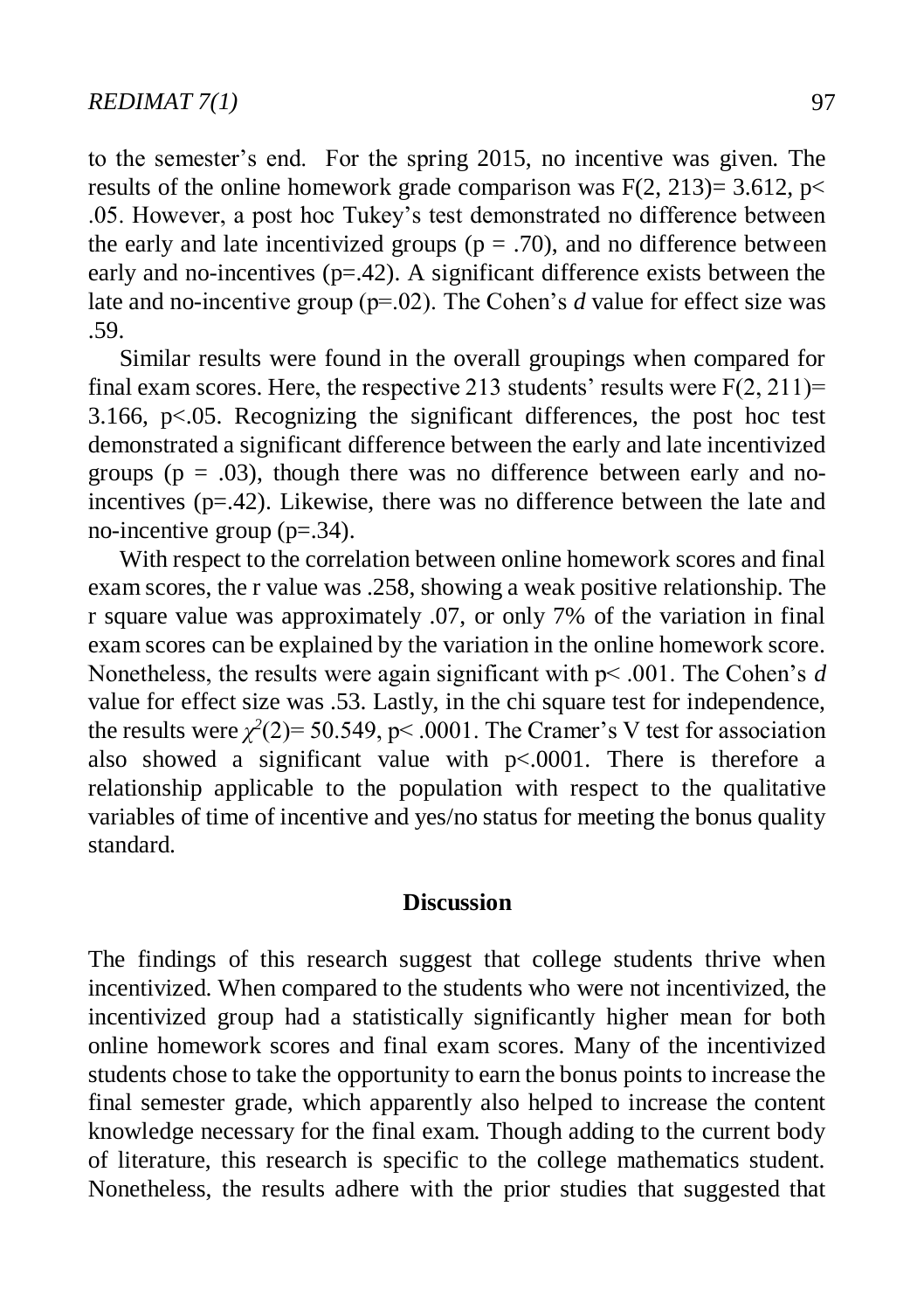to the semester's end. For the spring 2015, no incentive was given. The results of the online homework grade comparison was $F(2, 213) = 3.612$, $p < .05$. However, a post hoc Tukey's test demonstrated no difference between the early and late incentivized groups ($p = .70$), and no difference between early and no-incentives ($p=.42$). A significant difference exists between the late and no-incentive group ($p=.02$). The Cohen's *d* value for effect size was .59.

Similar results were found in the overall groupings when compared for final exam scores. Here, the respective 213 students' results were $F(2, 211) = 3.166$, $p<.05$. Recognizing the significant differences, the post hoc test demonstrated a significant difference between the early and late incentivized groups ($p = .03$), though there was no difference between early and no-incentives ($p=.42$). Likewise, there was no difference between the late and no-incentive group ($p=.34$).

With respect to the correlation between online homework scores and final exam scores, the r value was .258, showing a weak positive relationship. The r square value was approximately .07, or only 7% of the variation in final exam scores can be explained by the variation in the online homework score. Nonetheless, the results were again significant with $p< .001$. The Cohen's *d* value for effect size was .53. Lastly, in the chi square test for independence, the results were $\chi^2(2) = 50.549$, $p< .0001$. The Cramer's V test for association also showed a significant value with $p<.0001$. There is therefore a relationship applicable to the population with respect to the qualitative variables of time of incentive and yes/no status for meeting the bonus quality standard.

## Discussion

The findings of this research suggest that college students thrive when incentivized. When compared to the students who were not incentivized, the incentivized group had a statistically significantly higher mean for both online homework scores and final exam scores. Many of the incentivized students chose to take the opportunity to earn the bonus points to increase the final semester grade, which apparently also helped to increase the content knowledge necessary for the final exam. Though adding to the current body of literature, this research is specific to the college mathematics student. Nonetheless, the results adhere with the prior studies that suggested that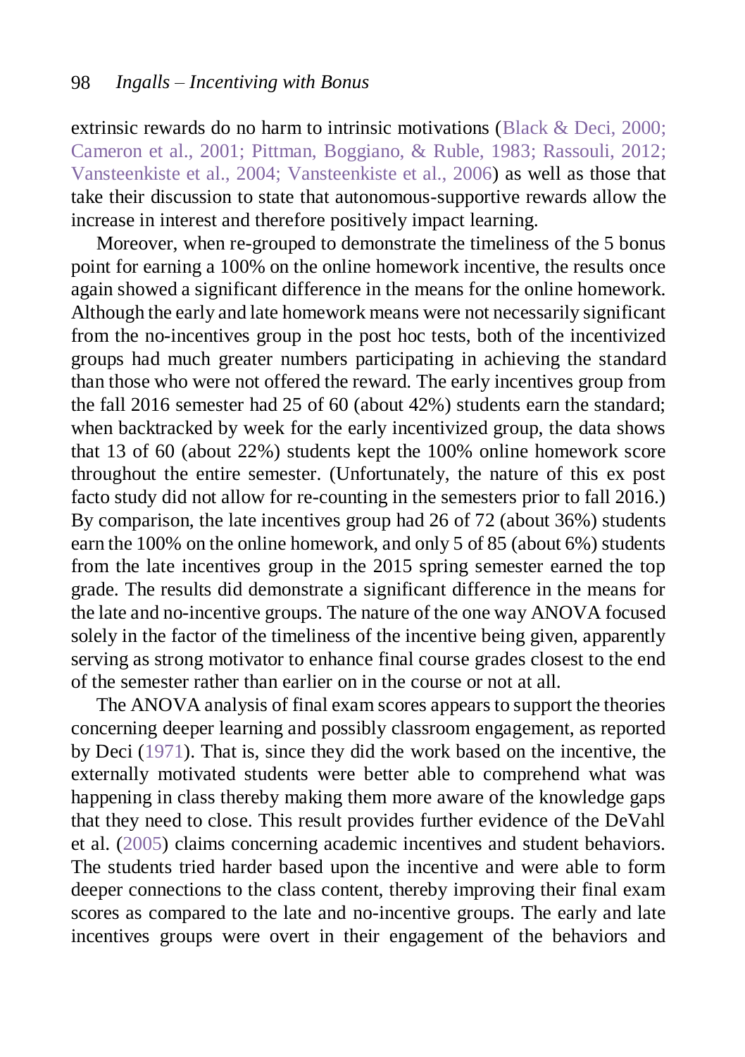extrinsic rewards do no harm to intrinsic motivations (Black & Deci, 2000; Cameron et al., 2001; Pittman, Boggiano, & Ruble, 1983; Rassouli, 2012; Vansteenkiste et al., 2004; Vansteenkiste et al., 2006) as well as those that take their discussion to state that autonomous-supportive rewards allow the increase in interest and therefore positively impact learning.

Moreover, when re-grouped to demonstrate the timeliness of the 5 bonus point for earning a 100% on the online homework incentive, the results once again showed a significant difference in the means for the online homework. Although the early and late homework means were not necessarily significant from the no-incentives group in the post hoc tests, both of the incentivized groups had much greater numbers participating in achieving the standard than those who were not offered the reward. The early incentives group from the fall 2016 semester had 25 of 60 (about 42%) students earn the standard; when backtracked by week for the early incentivized group, the data shows that 13 of 60 (about 22%) students kept the 100% online homework score throughout the entire semester. (Unfortunately, the nature of this ex post facto study did not allow for re-counting in the semesters prior to fall 2016.) By comparison, the late incentives group had 26 of 72 (about 36%) students earn the 100% on the online homework, and only 5 of 85 (about 6%) students from the late incentives group in the 2015 spring semester earned the top grade. The results did demonstrate a significant difference in the means for the late and no-incentive groups. The nature of the one way ANOVA focused solely in the factor of the timeliness of the incentive being given, apparently serving as strong motivator to enhance final course grades closest to the end of the semester rather than earlier on in the course or not at all.

The ANOVA analysis of final exam scores appears to support the theories concerning deeper learning and possibly classroom engagement, as reported by Deci (1971). That is, since they did the work based on the incentive, the externally motivated students were better able to comprehend what was happening in class thereby making them more aware of the knowledge gaps that they need to close. This result provides further evidence of the DeVahl et al. (2005) claims concerning academic incentives and student behaviors. The students tried harder based upon the incentive and were able to form deeper connections to the class content, thereby improving their final exam scores as compared to the late and no-incentive groups. The early and late incentives groups were overt in their engagement of the behaviors and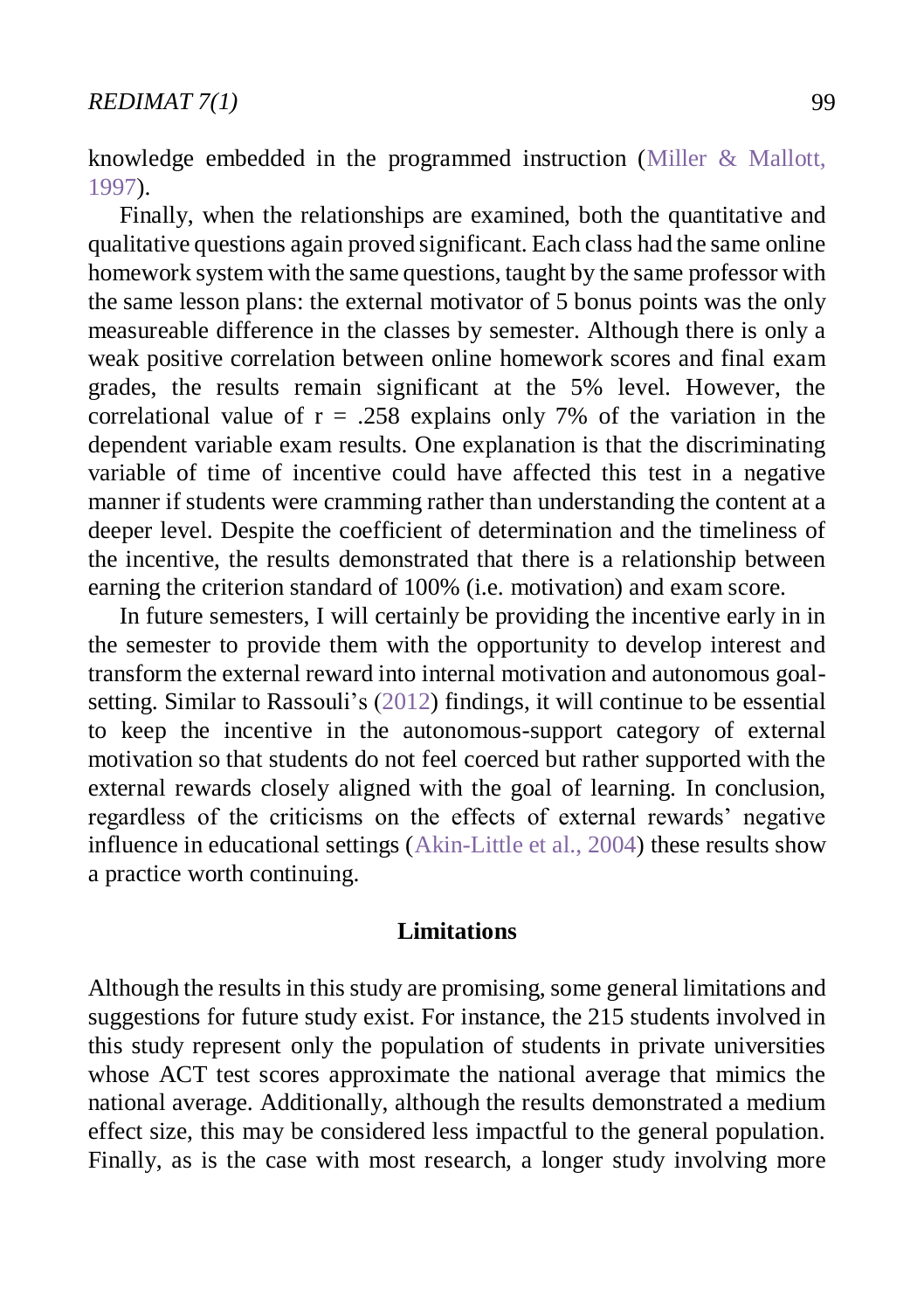knowledge embedded in the programmed instruction (Miller & Mallott, 1997).

Finally, when the relationships are examined, both the quantitative and qualitative questions again proved significant. Each class had the same online homework system with the same questions, taught by the same professor with the same lesson plans: the external motivator of 5 bonus points was the only measureable difference in the classes by semester. Although there is only a weak positive correlation between online homework scores and final exam grades, the results remain significant at the 5% level. However, the correlational value of $r = .258$ explains only 7% of the variation in the dependent variable exam results. One explanation is that the discriminating variable of time of incentive could have affected this test in a negative manner if students were cramming rather than understanding the content at a deeper level. Despite the coefficient of determination and the timeliness of the incentive, the results demonstrated that there is a relationship between earning the criterion standard of 100% (i.e. motivation) and exam score.

In future semesters, I will certainly be providing the incentive early in in the semester to provide them with the opportunity to develop interest and transform the external reward into internal motivation and autonomous goal-setting. Similar to Rassouli's (2012) findings, it will continue to be essential to keep the incentive in the autonomous-support category of external motivation so that students do not feel coerced but rather supported with the external rewards closely aligned with the goal of learning. In conclusion, regardless of the criticisms on the effects of external rewards' negative influence in educational settings (Akin-Little et al., 2004) these results show a practice worth continuing.

## Limitations

Although the results in this study are promising, some general limitations and suggestions for future study exist. For instance, the 215 students involved in this study represent only the population of students in private universities whose ACT test scores approximate the national average that mimics the national average. Additionally, although the results demonstrated a medium effect size, this may be considered less impactful to the general population. Finally, as is the case with most research, a longer study involving more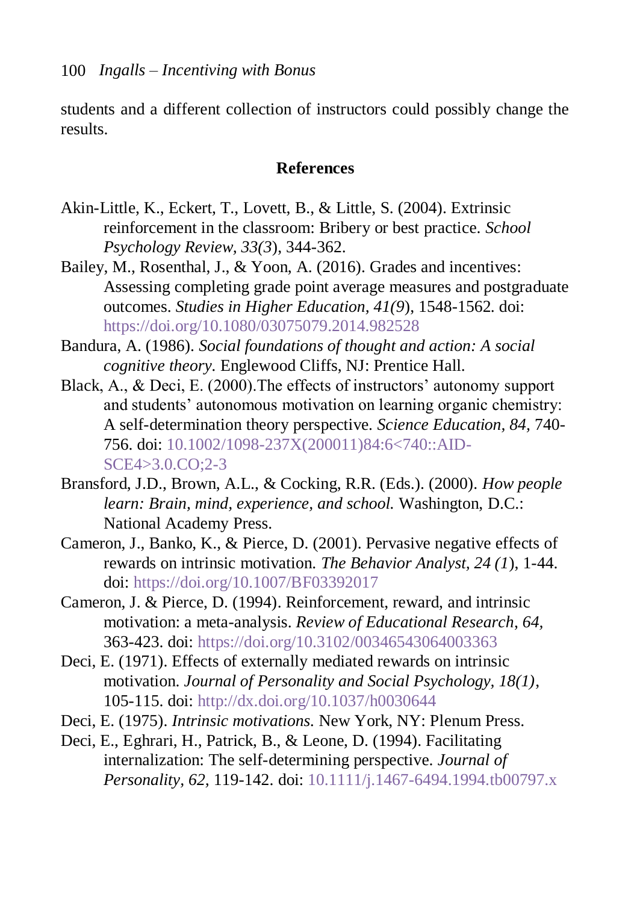students and a different collection of instructors could possibly change the results.

## References

Akin-Little, K., Eckert, T., Lovett, B., & Little, S. (2004). Extrinsic reinforcement in the classroom: Bribery or best practice. *School Psychology Review, 33(3*), 344-362.

Bailey, M., Rosenthal, J., & Yoon, A. (2016). Grades and incentives: Assessing completing grade point average measures and postgraduate outcomes. *Studies in Higher Education, 41(9*), 1548-1562. doi: https://doi.org/10.1080/03075079.2014.982528

Bandura, A. (1986). *Social foundations of thought and action: A social cognitive theory.* Englewood Cliffs, NJ: Prentice Hall.

Black, A., & Deci, E. (2000).The effects of instructors' autonomy support and students' autonomous motivation on learning organic chemistry: A self-determination theory perspective. *Science Education, 84,* 740-756. doi: 10.1002/1098-237X(200011)84:6<740::AID-SCE4>3.0.CO;2-3

Bransford, J.D., Brown, A.L., & Cocking, R.R. (Eds.). (2000). *How people learn: Brain, mind, experience, and school.* Washington, D.C.: National Academy Press.

Cameron, J., Banko, K., & Pierce, D. (2001). Pervasive negative effects of rewards on intrinsic motivation. *The Behavior Analyst, 24 (1*), 1-44. doi: https://doi.org/10.1007/BF03392017

Cameron, J. & Pierce, D. (1994). Reinforcement, reward, and intrinsic motivation: a meta-analysis. *Review of Educational Research*, *64,* 363-423. doi: https://doi.org/10.3102/00346543064003363

Deci, E. (1971). Effects of externally mediated rewards on intrinsic motivation. *Journal of Personality and Social Psychology, 18(1),* 105-115. doi: http://dx.doi.org/10.1037/h0030644

Deci, E. (1975). *Intrinsic motivations.* New York, NY: Plenum Press.

Deci, E., Eghrari, H., Patrick, B., & Leone, D. (1994). Facilitating internalization: The self-determining perspective. *Journal of Personality, 62,* 119-142. doi: 10.1111/j.1467-6494.1994.tb00797.x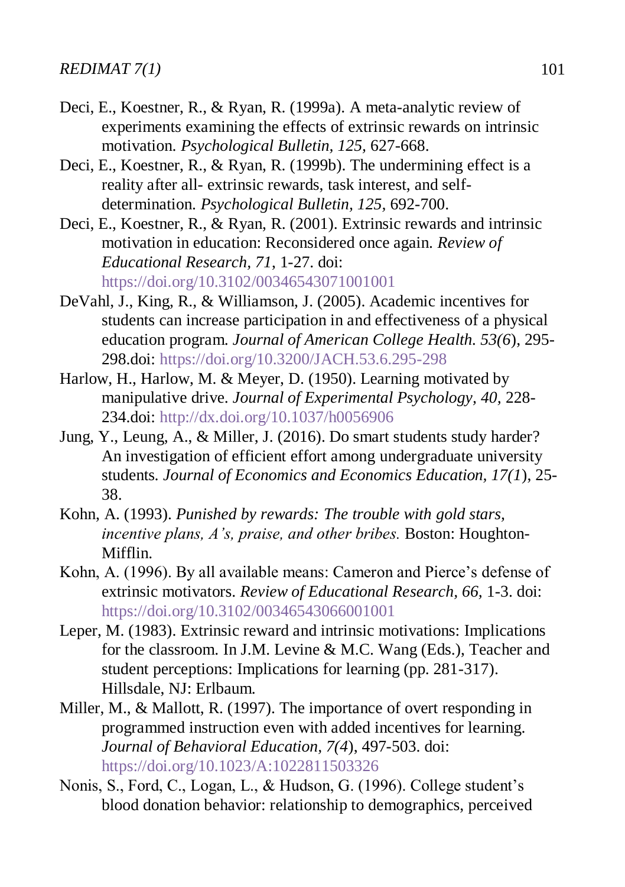Deci, E., Koestner, R., & Ryan, R. (1999a). A meta-analytic review of experiments examining the effects of extrinsic rewards on intrinsic motivation. *Psychological Bulletin, 125,* 627-668.

Deci, E., Koestner, R., & Ryan, R. (1999b). The undermining effect is a reality after all- extrinsic rewards, task interest, and self-determination. *Psychological Bulletin, 125,* 692-700.

Deci, E., Koestner, R., & Ryan, R. (2001). Extrinsic rewards and intrinsic motivation in education: Reconsidered once again. *Review of Educational Research, 71*, 1-27. doi: https://doi.org/10.3102/00346543071001001

DeVahl, J., King, R., & Williamson, J. (2005). Academic incentives for students can increase participation in and effectiveness of a physical education program. *Journal of American College Health. 53(6*), 295-298.doi: https://doi.org/10.3200/JACH.53.6.295-298

Harlow, H., Harlow, M. & Meyer, D. (1950). Learning motivated by manipulative drive. *Journal of Experimental Psychology, 40,* 228-234.doi: http://dx.doi.org/10.1037/h0056906

Jung, Y., Leung, A., & Miller, J. (2016). Do smart students study harder? An investigation of efficient effort among undergraduate university students. *Journal of Economics and Economics Education, 17(1*), 25-38.

Kohn, A. (1993). *Punished by rewards: The trouble with gold stars, incentive plans, A's, praise, and other bribes.* Boston: Houghton-Mifflin.

Kohn, A. (1996). By all available means: Cameron and Pierce's defense of extrinsic motivators. *Review of Educational Research, 66,* 1-3. doi: https://doi.org/10.3102/00346543066001001

Leper, M. (1983). Extrinsic reward and intrinsic motivations: Implications for the classroom. In J.M. Levine & M.C. Wang (Eds.), Teacher and student perceptions: Implications for learning (pp. 281-317). Hillsdale, NJ: Erlbaum.

Miller, M., & Mallott, R. (1997). The importance of overt responding in programmed instruction even with added incentives for learning. *Journal of Behavioral Education, 7(4*), 497-503. doi: https://doi.org/10.1023/A:1022811503326

Nonis, S., Ford, C., Logan, L., & Hudson, G. (1996). College student's blood donation behavior: relationship to demographics, perceived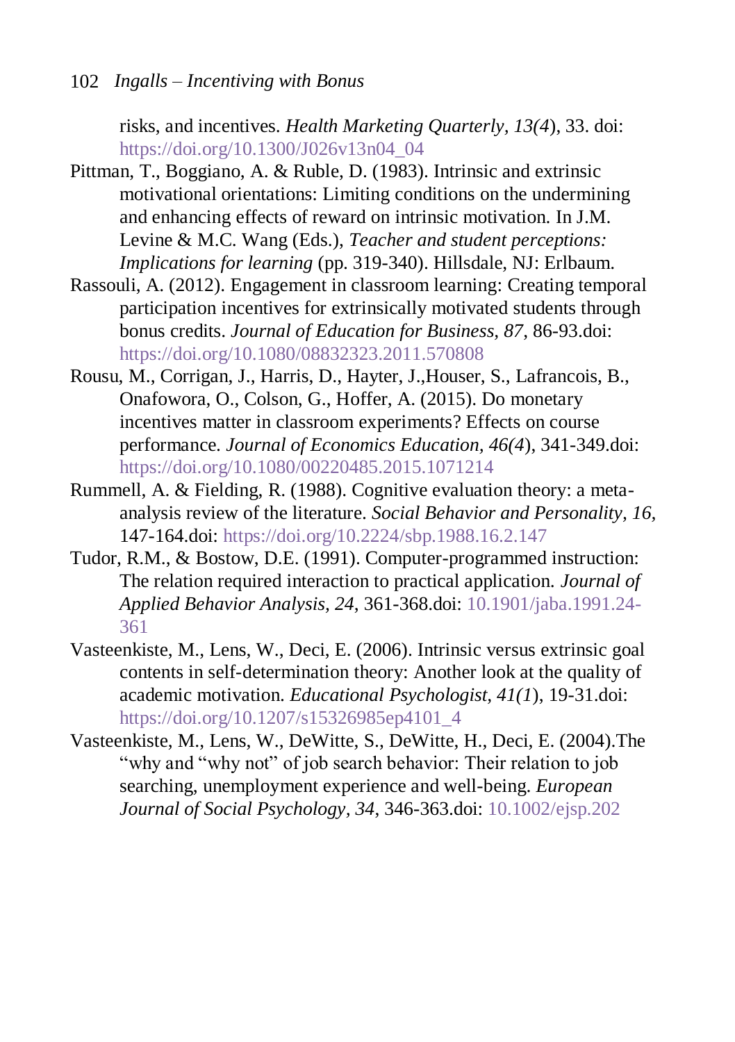risks, and incentives. *Health Marketing Quarterly, 13(4*), 33. doi: https://doi.org/10.1300/J026v13n04_04

Pittman, T., Boggiano, A. & Ruble, D. (1983). Intrinsic and extrinsic motivational orientations: Limiting conditions on the undermining and enhancing effects of reward on intrinsic motivation. In J.M. Levine & M.C. Wang (Eds.), *Teacher and student perceptions: Implications for learning* (pp. 319-340). Hillsdale, NJ: Erlbaum.

Rassouli, A. (2012). Engagement in classroom learning: Creating temporal participation incentives for extrinsically motivated students through bonus credits. *Journal of Education for Business, 87*, 86-93.doi: https://doi.org/10.1080/08832323.2011.570808

Rousu, M., Corrigan, J., Harris, D., Hayter, J.,Houser, S., Lafrancois, B., Onafowora, O., Colson, G., Hoffer, A. (2015). Do monetary incentives matter in classroom experiments? Effects on course performance. *Journal of Economics Education, 46(4*), 341-349.doi: https://doi.org/10.1080/00220485.2015.1071214

Rummell, A. & Fielding, R. (1988). Cognitive evaluation theory: a meta-analysis review of the literature. *Social Behavior and Personality, 16*, 147-164.doi: https://doi.org/10.2224/sbp.1988.16.2.147

Tudor, R.M., & Bostow, D.E. (1991). Computer-programmed instruction: The relation required interaction to practical application. *Journal of Applied Behavior Analysis, 24*, 361-368.doi: 10.1901/jaba.1991.24-361

Vasteenkiste, M., Lens, W., Deci, E. (2006). Intrinsic versus extrinsic goal contents in self-determination theory: Another look at the quality of academic motivation. *Educational Psychologist, 41(1*), 19-31.doi: https://doi.org/10.1207/s15326985ep4101_4

Vasteenkiste, M., Lens, W., DeWitte, S., DeWitte, H., Deci, E. (2004).The "why and "why not" of job search behavior: Their relation to job searching, unemployment experience and well-being. *European Journal of Social Psychology, 34*, 346-363.doi: 10.1002/ejsp.202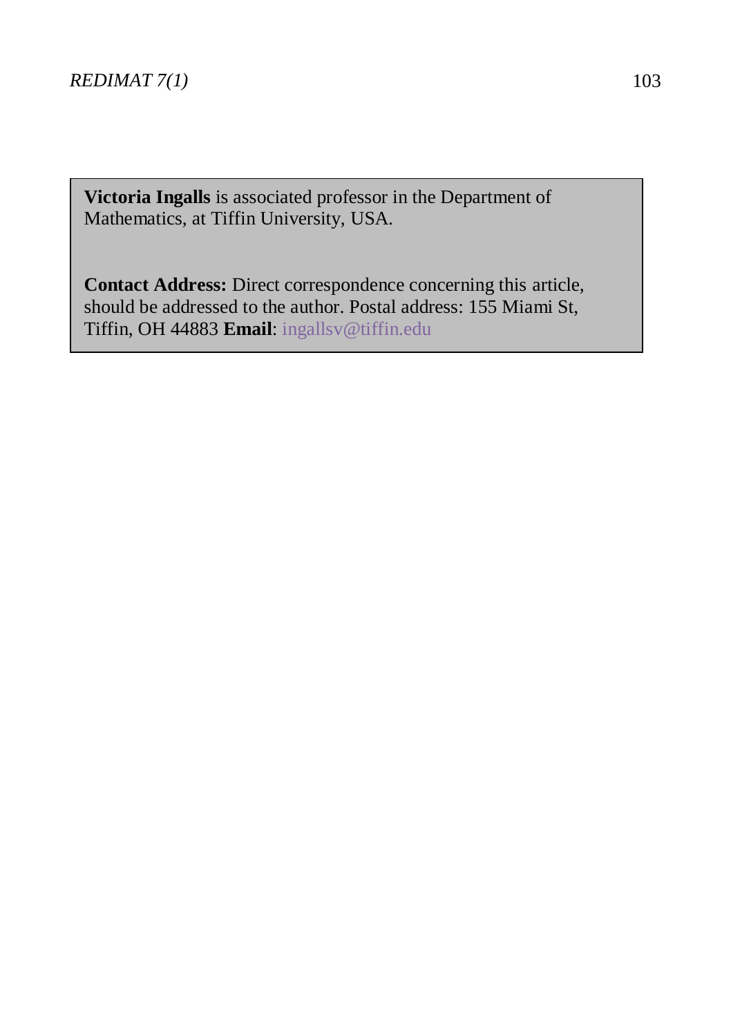**Victoria Ingalls** is associated professor in the Department of Mathematics, at Tiffin University, USA.

**Contact Address:** Direct correspondence concerning this article, should be addressed to the author. Postal address: 155 Miami St, Tiffin, OH 44883 **Email**: ingallsv@tiffin.edu